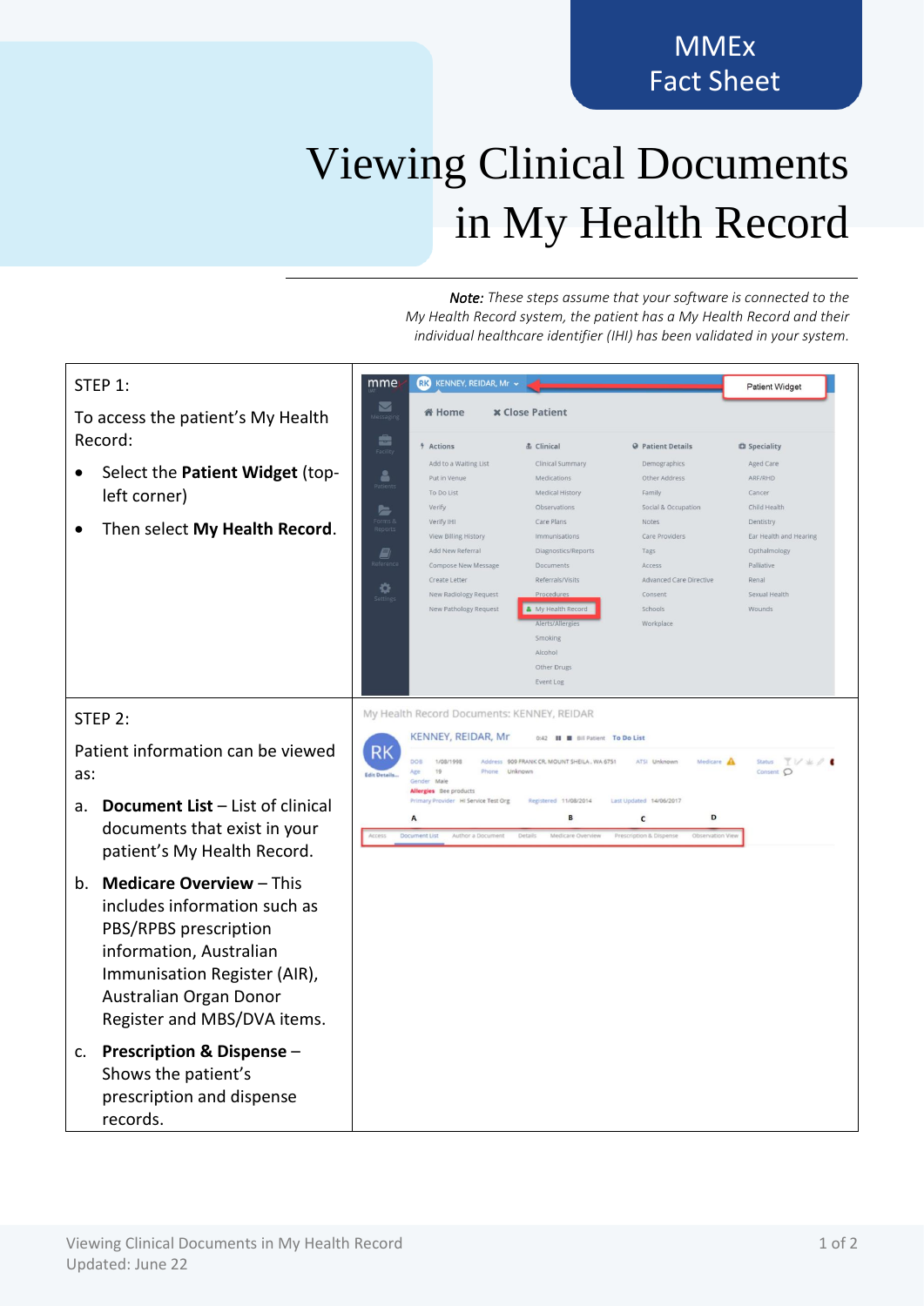MMEx
Fact Sheet

# Viewing Clinical Documents in My Health Record

*__Note:__ These steps assume that your software is connected to the My Health Record system, the patient has a My Health Record and their individual healthcare identifier (IHI) has been validated in your system.*

STEP 1:

To access the patient's My Health Record:

- Select the **Patient Widget** (top-left corner)
- Then select **My Health Record**.

STEP 2:

Patient information can be viewed as:

a. **Document List** – List of clinical documents that exist in your patient's My Health Record.

b. **Medicare Overview** – This includes information such as PBS/RPBS prescription information, Australian Immunisation Register (AIR), Australian Organ Donor Register and MBS/DVA items.

c. **Prescription & Dispense** – Shows the patient's prescription and dispense records.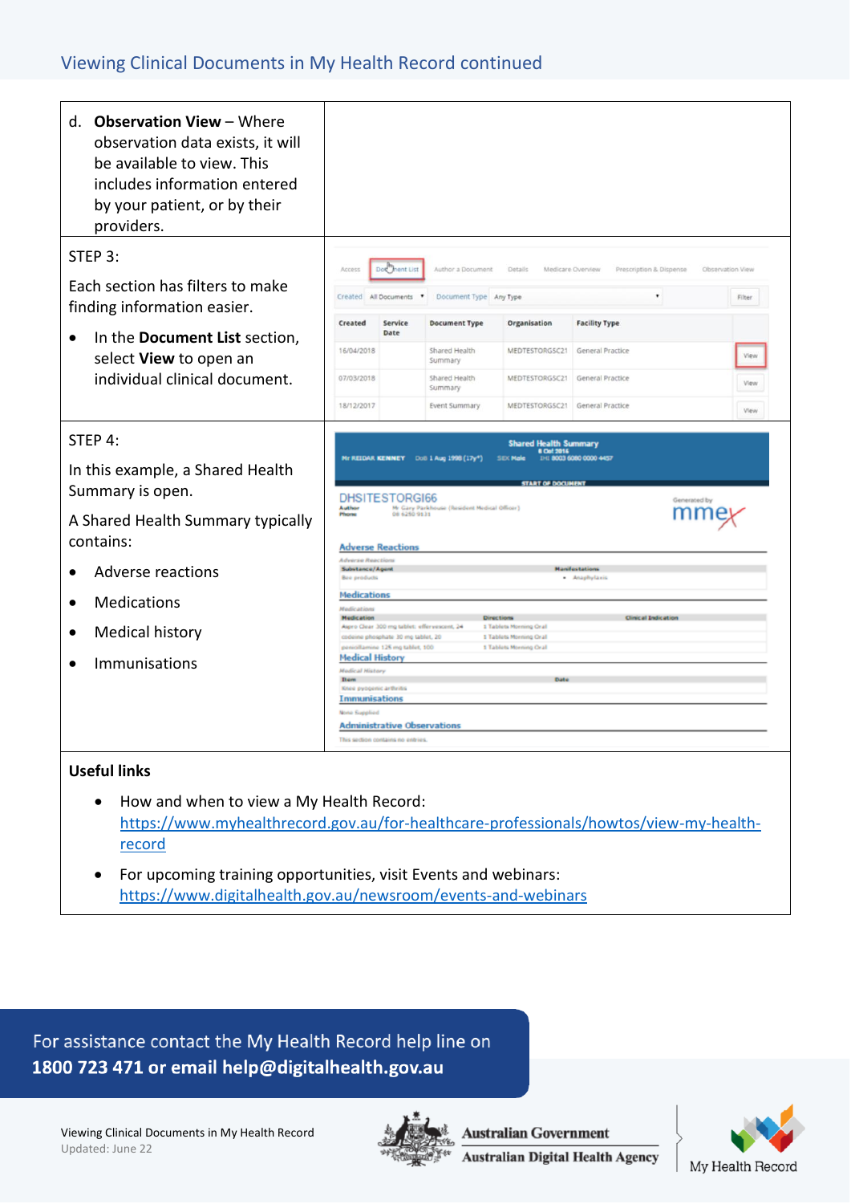## Viewing Clinical Documents in My Health Record continued

d. **Observation View** – Where observation data exists, it will be available to view. This includes information entered by your patient, or by their providers.

STEP 3:

Each section has filters to make finding information easier.

- In the **Document List** section, select **View** to open an individual clinical document.

STEP 4:

In this example, a Shared Health Summary is open.

A Shared Health Summary typically contains:

- Adverse reactions
- Medications
- Medical history
- Immunisations

**Useful links**

- How and when to view a My Health Record: https://www.myhealthrecord.gov.au/for-healthcare-professionals/howtos/view-my-health-record
- For upcoming training opportunities, visit Events and webinars: https://www.digitalhealth.gov.au/newsroom/events-and-webinars

For assistance contact the My Health Record help line on **1800 723 471 or email help@digitalhealth.gov.au**

Viewing Clinical Documents in My Health Record
Updated: June 22